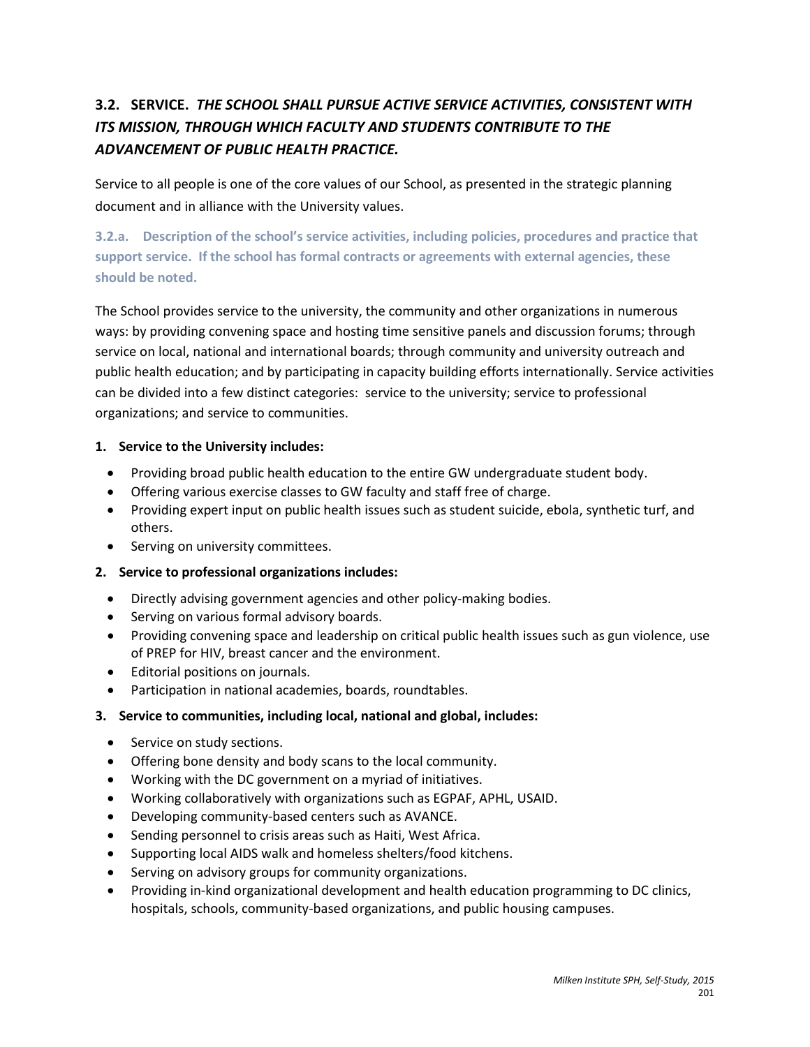## 3.2. SERVICE. *THE SCHOOL SHALL PURSUE ACTIVE SERVICE ACTIVITIES, CONSISTENT WITH ITS MISSION, THROUGH WHICH FACULTY AND STUDENTS CONTRIBUTE TO THE ADVANCEMENT OF PUBLIC HEALTH PRACTICE.*

Service to all people is one of the core values of our School, as presented in the strategic planning document and in alliance with the University values.

### 3.2.a. Description of the school's service activities, including policies, procedures and practice that support service. If the school has formal contracts or agreements with external agencies, these should be noted.

The School provides service to the university, the community and other organizations in numerous ways: by providing convening space and hosting time sensitive panels and discussion forums; through service on local, national and international boards; through community and university outreach and public health education; and by participating in capacity building efforts internationally. Service activities can be divided into a few distinct categories: service to the university; service to professional organizations; and service to communities.

**1. Service to the University includes:**

- Providing broad public health education to the entire GW undergraduate student body.
- Offering various exercise classes to GW faculty and staff free of charge.
- Providing expert input on public health issues such as student suicide, ebola, synthetic turf, and others.
- Serving on university committees.

**2. Service to professional organizations includes:**

- Directly advising government agencies and other policy-making bodies.
- Serving on various formal advisory boards.
- Providing convening space and leadership on critical public health issues such as gun violence, use of PREP for HIV, breast cancer and the environment.
- Editorial positions on journals.
- Participation in national academies, boards, roundtables.

**3. Service to communities, including local, national and global, includes:**

- Service on study sections.
- Offering bone density and body scans to the local community.
- Working with the DC government on a myriad of initiatives.
- Working collaboratively with organizations such as EGPAF, APHL, USAID.
- Developing community-based centers such as AVANCE.
- Sending personnel to crisis areas such as Haiti, West Africa.
- Supporting local AIDS walk and homeless shelters/food kitchens.
- Serving on advisory groups for community organizations.
- Providing in-kind organizational development and health education programming to DC clinics, hospitals, schools, community-based organizations, and public housing campuses.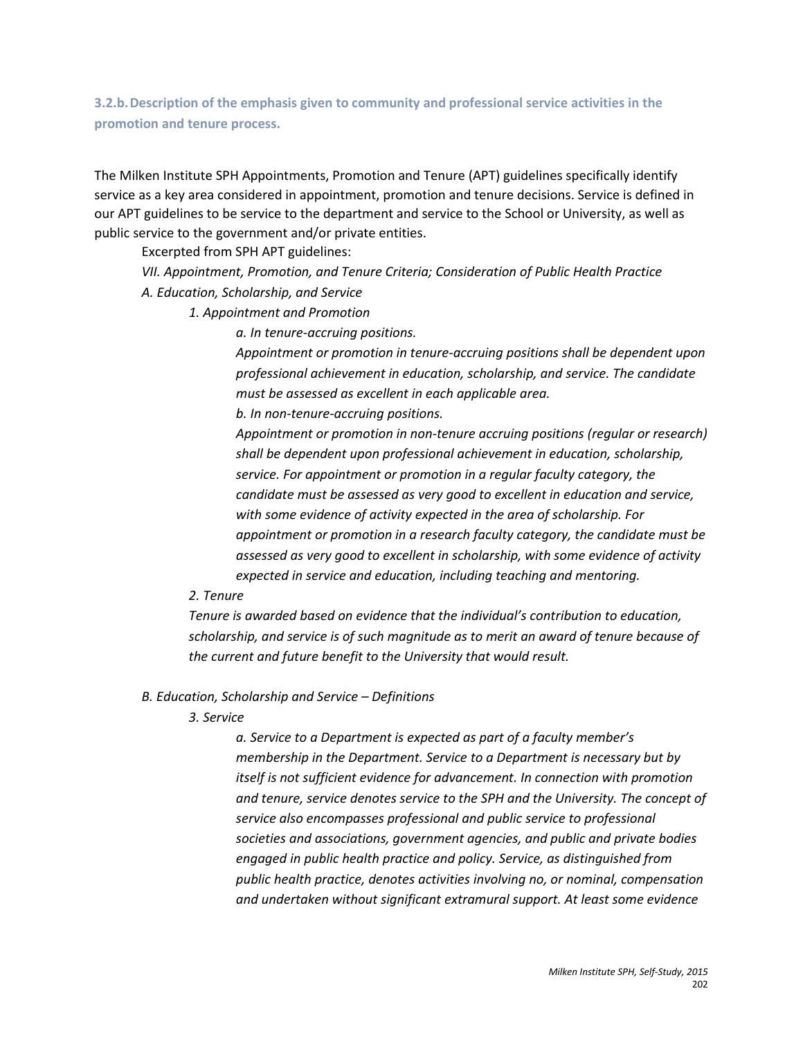### 3.2.b. Description of the emphasis given to community and professional service activities in the promotion and tenure process.

The Milken Institute SPH Appointments, Promotion and Tenure (APT) guidelines specifically identify service as a key area considered in appointment, promotion and tenure decisions. Service is defined in our APT guidelines to be service to the department and service to the School or University, as well as public service to the government and/or private entities.

Excerpted from SPH APT guidelines:

*VII. Appointment, Promotion, and Tenure Criteria; Consideration of Public Health Practice*

*A. Education, Scholarship, and Service*

*1. Appointment and Promotion*

*a. In tenure-accruing positions.*

*Appointment or promotion in tenure-accruing positions shall be dependent upon professional achievement in education, scholarship, and service. The candidate must be assessed as excellent in each applicable area.*

*b. In non-tenure-accruing positions.*

*Appointment or promotion in non-tenure accruing positions (regular or research) shall be dependent upon professional achievement in education, scholarship, service. For appointment or promotion in a regular faculty category, the candidate must be assessed as very good to excellent in education and service, with some evidence of activity expected in the area of scholarship. For appointment or promotion in a research faculty category, the candidate must be assessed as very good to excellent in scholarship, with some evidence of activity expected in service and education, including teaching and mentoring.*

*2. Tenure*

*Tenure is awarded based on evidence that the individual's contribution to education, scholarship, and service is of such magnitude as to merit an award of tenure because of the current and future benefit to the University that would result.*

*B. Education, Scholarship and Service – Definitions*

*3. Service*

*a. Service to a Department is expected as part of a faculty member's membership in the Department. Service to a Department is necessary but by itself is not sufficient evidence for advancement. In connection with promotion and tenure, service denotes service to the SPH and the University. The concept of service also encompasses professional and public service to professional societies and associations, government agencies, and public and private bodies engaged in public health practice and policy. Service, as distinguished from public health practice, denotes activities involving no, or nominal, compensation and undertaken without significant extramural support. At least some evidence*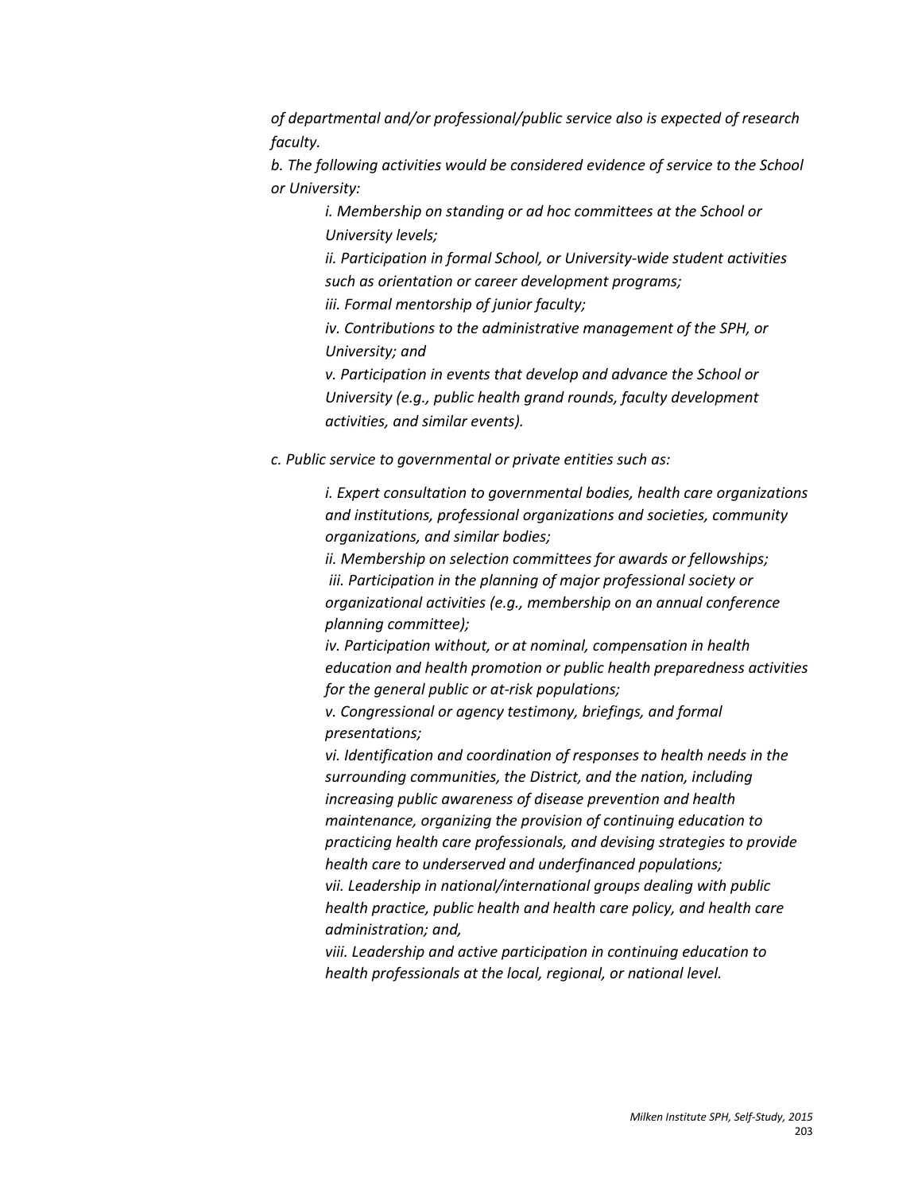*of departmental and/or professional/public service also is expected of research faculty.*

*b. The following activities would be considered evidence of service to the School or University:*

> *i. Membership on standing or ad hoc committees at the School or University levels;*
>
> *ii. Participation in formal School, or University-wide student activities such as orientation or career development programs;*
>
> *iii. Formal mentorship of junior faculty;*
>
> *iv. Contributions to the administrative management of the SPH, or University; and*
>
> *v. Participation in events that develop and advance the School or University (e.g., public health grand rounds, faculty development activities, and similar events).*

*c. Public service to governmental or private entities such as:*

> *i. Expert consultation to governmental bodies, health care organizations and institutions, professional organizations and societies, community organizations, and similar bodies;*
>
> *ii. Membership on selection committees for awards or fellowships;*
>
> *iii. Participation in the planning of major professional society or organizational activities (e.g., membership on an annual conference planning committee);*
>
> *iv. Participation without, or at nominal, compensation in health education and health promotion or public health preparedness activities for the general public or at-risk populations;*
>
> *v. Congressional or agency testimony, briefings, and formal presentations;*
>
> *vi. Identification and coordination of responses to health needs in the surrounding communities, the District, and the nation, including increasing public awareness of disease prevention and health maintenance, organizing the provision of continuing education to practicing health care professionals, and devising strategies to provide health care to underserved and underfinanced populations;*
>
> *vii. Leadership in national/international groups dealing with public health practice, public health and health care policy, and health care administration; and,*
>
> *viii. Leadership and active participation in continuing education to health professionals at the local, regional, or national level.*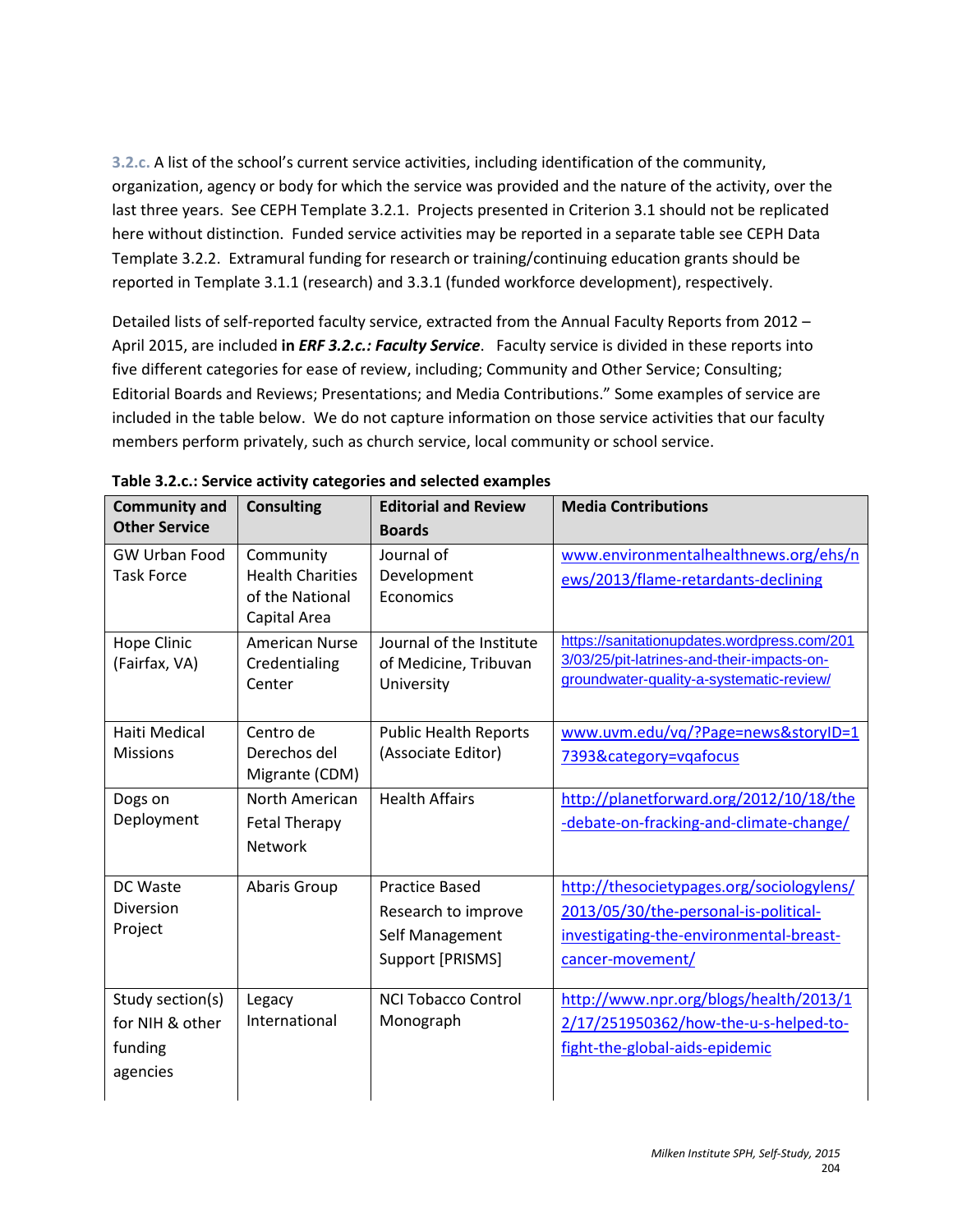**3.2.c.** A list of the school's current service activities, including identification of the community, organization, agency or body for which the service was provided and the nature of the activity, over the last three years. See CEPH Template 3.2.1. Projects presented in Criterion 3.1 should not be replicated here without distinction. Funded service activities may be reported in a separate table see CEPH Data Template 3.2.2. Extramural funding for research or training/continuing education grants should be reported in Template 3.1.1 (research) and 3.3.1 (funded workforce development), respectively.

Detailed lists of self-reported faculty service, extracted from the Annual Faculty Reports from 2012 – April 2015, are included **in *ERF 3.2.c.: Faculty Service***. Faculty service is divided in these reports into five different categories for ease of review, including; Community and Other Service; Consulting; Editorial Boards and Reviews; Presentations; and Media Contributions." Some examples of service are included in the table below. We do not capture information on those service activities that our faculty members perform privately, such as church service, local community or school service.

**Table 3.2.c.: Service activity categories and selected examples**

| Community and Other Service | Consulting | Editorial and Review Boards | Media Contributions |
|---|---|---|---|
| GW Urban Food Task Force | Community Health Charities of the National Capital Area | Journal of Development Economics | www.environmentalhealthnews.org/ehs/news/2013/flame-retardants-declining |
| Hope Clinic (Fairfax, VA) | American Nurse Credentialing Center | Journal of the Institute of Medicine, Tribuvan University | https://sanitationupdates.wordpress.com/2013/03/25/pit-latrines-and-their-impacts-on-groundwater-quality-a-systematic-review/ |
| Haiti Medical Missions | Centro de Derechos del Migrante (CDM) | Public Health Reports (Associate Editor) | www.uvm.edu/vq/?Page=news&storyID=17393&category=vqafocus |
| Dogs on Deployment | North American Fetal Therapy Network | Health Affairs | http://planetforward.org/2012/10/18/the-debate-on-fracking-and-climate-change/ |
| DC Waste Diversion Project | Abaris Group | Practice Based Research to improve Self Management Support [PRISMS] | http://thesocietypages.org/sociologylens/2013/05/30/the-personal-is-political-investigating-the-environmental-breast-cancer-movement/ |
| Study section(s) for NIH & other funding agencies | Legacy International | NCI Tobacco Control Monograph | http://www.npr.org/blogs/health/2013/12/17/251950362/how-the-u-s-helped-to-fight-the-global-aids-epidemic |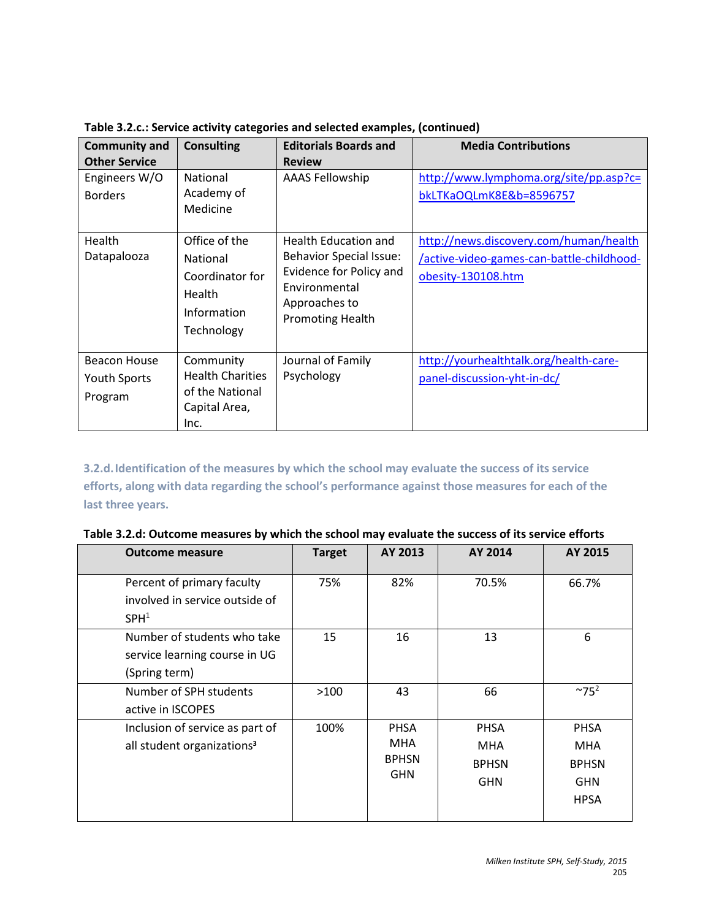**Table 3.2.c.: Service activity categories and selected examples, (continued)**

| Community and Other Service | Consulting | Editorials Boards and Review | Media Contributions |
|---|---|---|---|
| Engineers W/O Borders | National Academy of Medicine | AAAS Fellowship | http://www.lymphoma.org/site/pp.asp?c=bkLTKaOQLmK8E&b=8596757 |
| Health Datapalooza | Office of the National Coordinator for Health Information Technology | Health Education and Behavior Special Issue: Evidence for Policy and Environmental Approaches to Promoting Health | http://news.discovery.com/human/health/active-video-games-can-battle-childhood-obesity-130108.htm |
| Beacon House Youth Sports Program | Community Health Charities of the National Capital Area, Inc. | Journal of Family Psychology | http://yourhealthtalk.org/health-care-panel-discussion-yht-in-dc/ |

### 3.2.d. Identification of the measures by which the school may evaluate the success of its service efforts, along with data regarding the school's performance against those measures for each of the last three years.

**Table 3.2.d: Outcome measures by which the school may evaluate the success of its service efforts**

| Outcome measure | Target | AY 2013 | AY 2014 | AY 2015 |
|---|---|---|---|---|
| Percent of primary faculty involved in service outside of SPH[1] | 75% | 82% | 70.5% | 66.7% |
| Number of students who take service learning course in UG (Spring term) | 15 | 16 | 13 | 6 |
| Number of SPH students active in ISCOPES | >100 | 43 | 66 | ~75[2] |
| Inclusion of service as part of all student organizations[3] | 100% | PHSA<br>MHA<br>BPHSN<br>GHN | PHSA<br>MHA<br>BPHSN<br>GHN | PHSA<br>MHA<br>BPHSN<br>GHN<br>HPSA |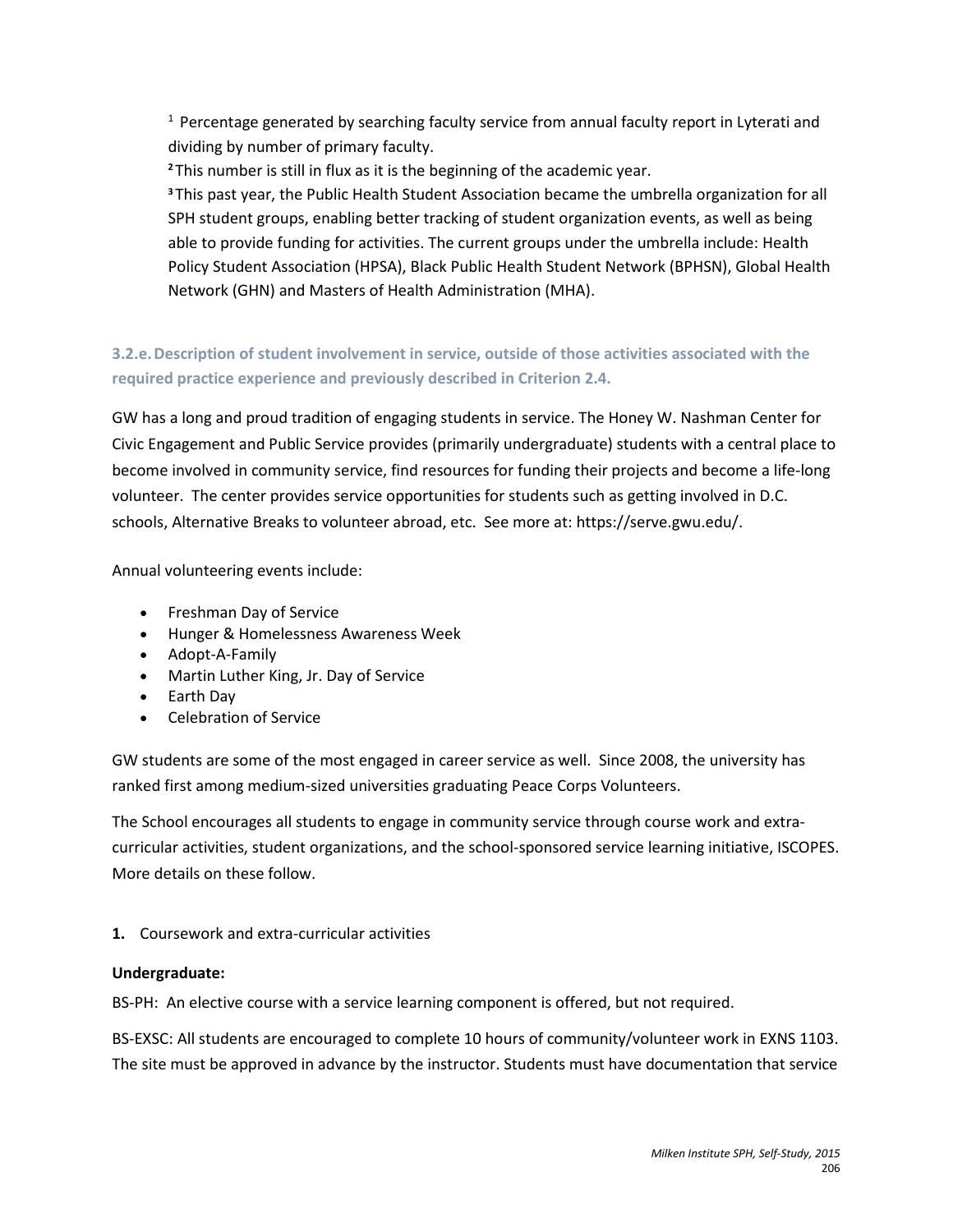[1] Percentage generated by searching faculty service from annual faculty report in Lyterati and dividing by number of primary faculty.

[2] This number is still in flux as it is the beginning of the academic year.

[3] This past year, the Public Health Student Association became the umbrella organization for all SPH student groups, enabling better tracking of student organization events, as well as being able to provide funding for activities. The current groups under the umbrella include: Health Policy Student Association (HPSA), Black Public Health Student Network (BPHSN), Global Health Network (GHN) and Masters of Health Administration (MHA).

### 3.2.e. Description of student involvement in service, outside of those activities associated with the required practice experience and previously described in Criterion 2.4.

GW has a long and proud tradition of engaging students in service. The Honey W. Nashman Center for Civic Engagement and Public Service provides (primarily undergraduate) students with a central place to become involved in community service, find resources for funding their projects and become a life-long volunteer. The center provides service opportunities for students such as getting involved in D.C. schools, Alternative Breaks to volunteer abroad, etc. See more at: https://serve.gwu.edu/.

Annual volunteering events include:

- Freshman Day of Service
- Hunger & Homelessness Awareness Week
- Adopt-A-Family
- Martin Luther King, Jr. Day of Service
- Earth Day
- Celebration of Service

GW students are some of the most engaged in career service as well. Since 2008, the university has ranked first among medium-sized universities graduating Peace Corps Volunteers.

The School encourages all students to engage in community service through course work and extra-curricular activities, student organizations, and the school-sponsored service learning initiative, ISCOPES. More details on these follow.

**1.** Coursework and extra-curricular activities

**Undergraduate:**

BS-PH: An elective course with a service learning component is offered, but not required.

BS-EXSC: All students are encouraged to complete 10 hours of community/volunteer work in EXNS 1103. The site must be approved in advance by the instructor. Students must have documentation that service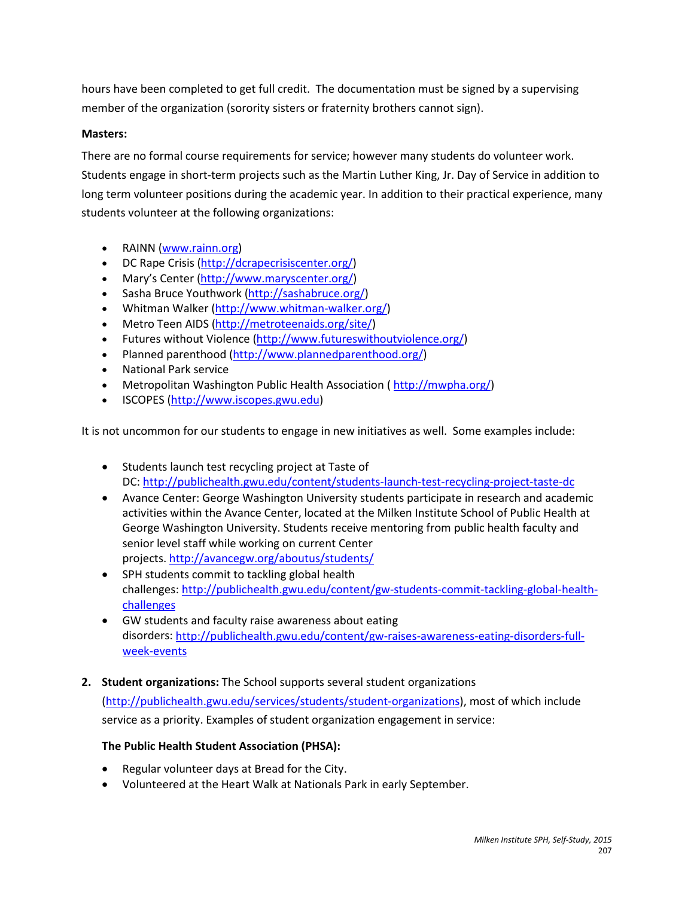hours have been completed to get full credit. The documentation must be signed by a supervising member of the organization (sorority sisters or fraternity brothers cannot sign).

**Masters:**

There are no formal course requirements for service; however many students do volunteer work. Students engage in short-term projects such as the Martin Luther King, Jr. Day of Service in addition to long term volunteer positions during the academic year. In addition to their practical experience, many students volunteer at the following organizations:

- RAINN (www.rainn.org)
- DC Rape Crisis (http://dcrapecrisiscenter.org/)
- Mary's Center (http://www.maryscenter.org/)
- Sasha Bruce Youthwork (http://sashabruce.org/)
- Whitman Walker (http://www.whitman-walker.org/)
- Metro Teen AIDS (http://metroteenaids.org/site/)
- Futures without Violence (http://www.futureswithoutviolence.org/)
- Planned parenthood (http://www.plannedparenthood.org/)
- National Park service
- Metropolitan Washington Public Health Association ( http://mwpha.org/)
- ISCOPES (http://www.iscopes.gwu.edu)

It is not uncommon for our students to engage in new initiatives as well. Some examples include:

- Students launch test recycling project at Taste of DC: http://publichealth.gwu.edu/content/students-launch-test-recycling-project-taste-dc
- Avance Center: George Washington University students participate in research and academic activities within the Avance Center, located at the Milken Institute School of Public Health at George Washington University. Students receive mentoring from public health faculty and senior level staff while working on current Center projects. http://avancegw.org/aboutus/students/
- SPH students commit to tackling global health challenges: http://publichealth.gwu.edu/content/gw-students-commit-tackling-global-health-challenges
- GW students and faculty raise awareness about eating disorders: http://publichealth.gwu.edu/content/gw-raises-awareness-eating-disorders-full-week-events

2. **Student organizations:** The School supports several student organizations (http://publichealth.gwu.edu/services/students/student-organizations), most of which include service as a priority. Examples of student organization engagement in service:

   **The Public Health Student Association (PHSA):**

   - Regular volunteer days at Bread for the City.
   - Volunteered at the Heart Walk at Nationals Park in early September.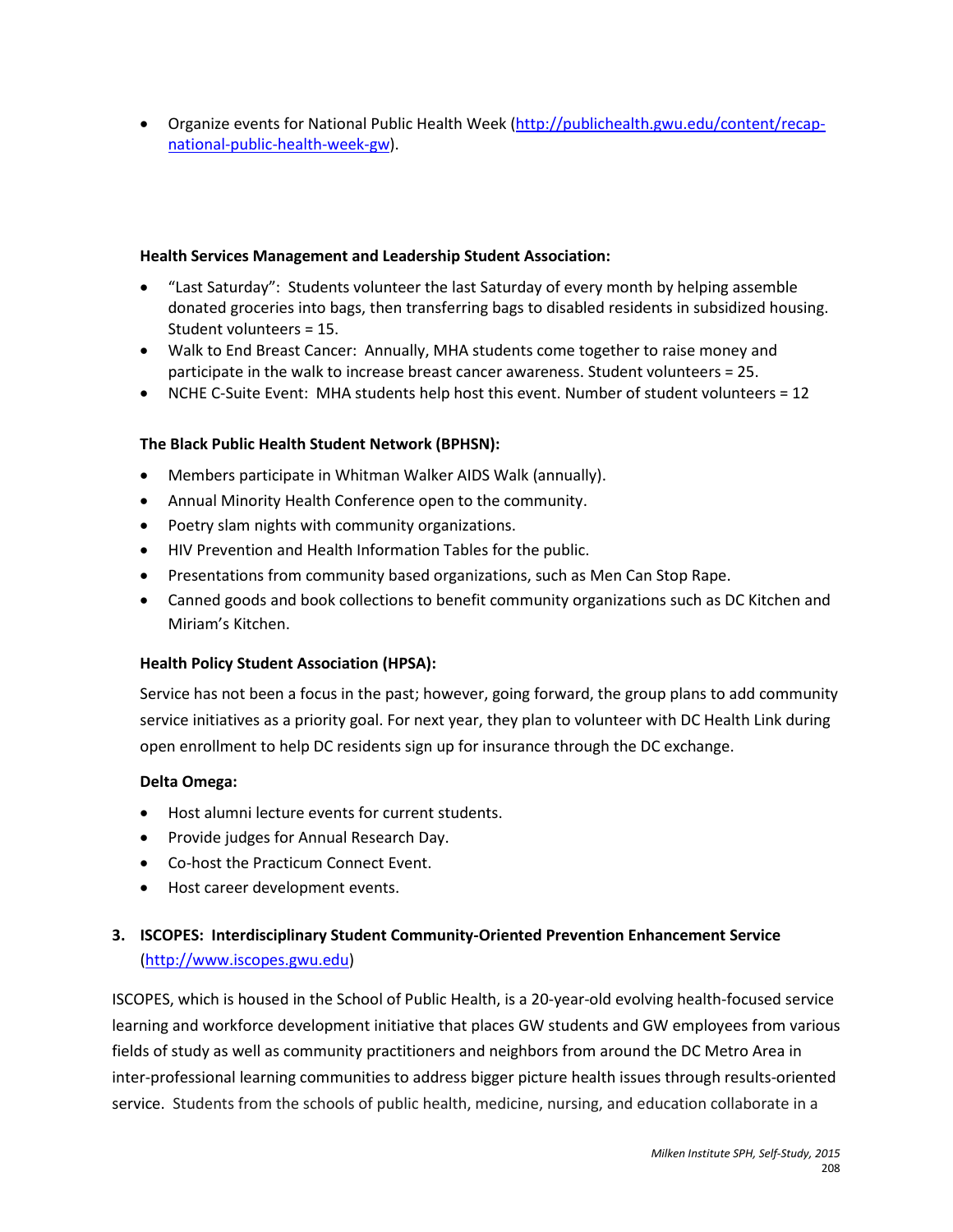- Organize events for National Public Health Week (http://publichealth.gwu.edu/content/recap-national-public-health-week-gw).

**Health Services Management and Leadership Student Association:**

- "Last Saturday": Students volunteer the last Saturday of every month by helping assemble donated groceries into bags, then transferring bags to disabled residents in subsidized housing. Student volunteers = 15.
- Walk to End Breast Cancer: Annually, MHA students come together to raise money and participate in the walk to increase breast cancer awareness. Student volunteers = 25.
- NCHE C-Suite Event: MHA students help host this event. Number of student volunteers = 12

**The Black Public Health Student Network (BPHSN):**

- Members participate in Whitman Walker AIDS Walk (annually).
- Annual Minority Health Conference open to the community.
- Poetry slam nights with community organizations.
- HIV Prevention and Health Information Tables for the public.
- Presentations from community based organizations, such as Men Can Stop Rape.
- Canned goods and book collections to benefit community organizations such as DC Kitchen and Miriam's Kitchen.

**Health Policy Student Association (HPSA):**

Service has not been a focus in the past; however, going forward, the group plans to add community service initiatives as a priority goal. For next year, they plan to volunteer with DC Health Link during open enrollment to help DC residents sign up for insurance through the DC exchange.

**Delta Omega:**

- Host alumni lecture events for current students.
- Provide judges for Annual Research Day.
- Co-host the Practicum Connect Event.
- Host career development events.

### 3. ISCOPES: Interdisciplinary Student Community-Oriented Prevention Enhancement Service (http://www.iscopes.gwu.edu)

ISCOPES, which is housed in the School of Public Health, is a 20-year-old evolving health-focused service learning and workforce development initiative that places GW students and GW employees from various fields of study as well as community practitioners and neighbors from around the DC Metro Area in inter-professional learning communities to address bigger picture health issues through results-oriented service. Students from the schools of public health, medicine, nursing, and education collaborate in a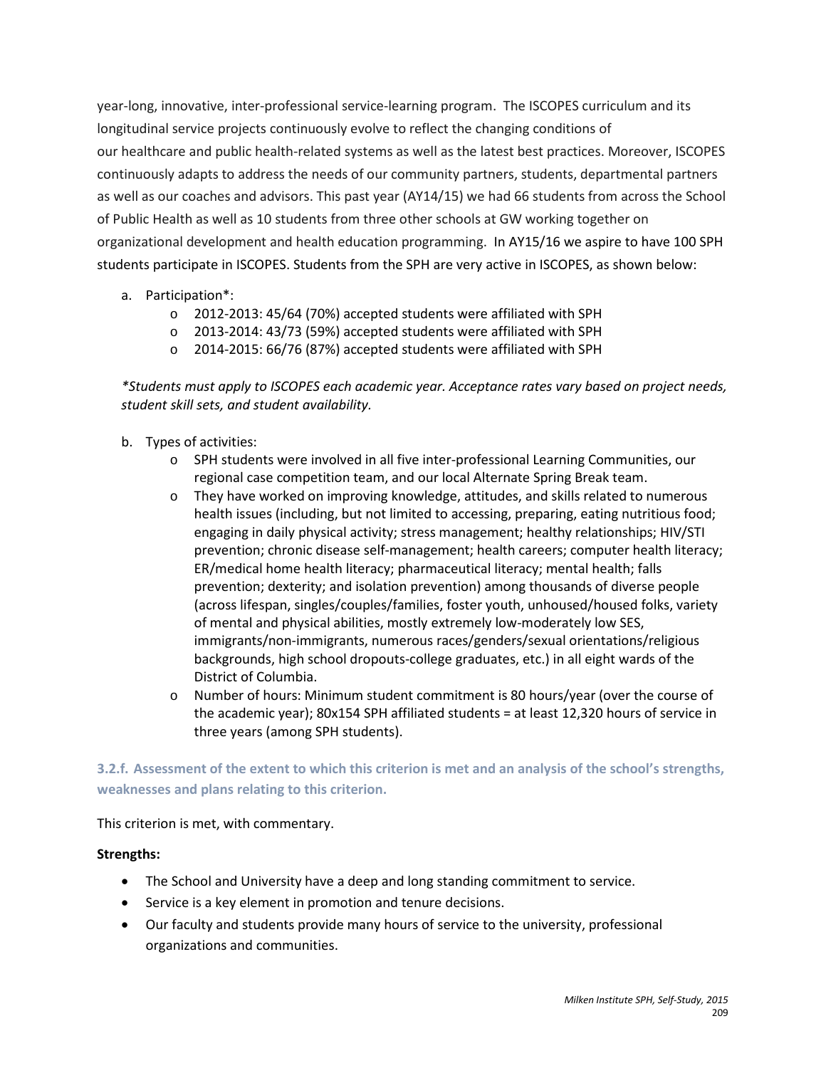year-long, innovative, inter-professional service-learning program. The ISCOPES curriculum and its longitudinal service projects continuously evolve to reflect the changing conditions of our healthcare and public health-related systems as well as the latest best practices. Moreover, ISCOPES continuously adapts to address the needs of our community partners, students, departmental partners as well as our coaches and advisors. This past year (AY14/15) we had 66 students from across the School of Public Health as well as 10 students from three other schools at GW working together on organizational development and health education programming. In AY15/16 we aspire to have 100 SPH students participate in ISCOPES. Students from the SPH are very active in ISCOPES, as shown below:

a. Participation*:
   - 2012-2013: 45/64 (70%) accepted students were affiliated with SPH
   - 2013-2014: 43/73 (59%) accepted students were affiliated with SPH
   - 2014-2015: 66/76 (87%) accepted students were affiliated with SPH

*\*Students must apply to ISCOPES each academic year. Acceptance rates vary based on project needs, student skill sets, and student availability.*

b. Types of activities:
   - SPH students were involved in all five inter-professional Learning Communities, our regional case competition team, and our local Alternate Spring Break team.
   - They have worked on improving knowledge, attitudes, and skills related to numerous health issues (including, but not limited to accessing, preparing, eating nutritious food; engaging in daily physical activity; stress management; healthy relationships; HIV/STI prevention; chronic disease self-management; health careers; computer health literacy; ER/medical home health literacy; pharmaceutical literacy; mental health; falls prevention; dexterity; and isolation prevention) among thousands of diverse people (across lifespan, singles/couples/families, foster youth, unhoused/housed folks, variety of mental and physical abilities, mostly extremely low-moderately low SES, immigrants/non-immigrants, numerous races/genders/sexual orientations/religious backgrounds, high school dropouts-college graduates, etc.) in all eight wards of the District of Columbia.
   - Number of hours: Minimum student commitment is 80 hours/year (over the course of the academic year); 80x154 SPH affiliated students = at least 12,320 hours of service in three years (among SPH students).

### 3.2.f. Assessment of the extent to which this criterion is met and an analysis of the school's strengths, weaknesses and plans relating to this criterion.

This criterion is met, with commentary.

**Strengths:**

- The School and University have a deep and long standing commitment to service.
- Service is a key element in promotion and tenure decisions.
- Our faculty and students provide many hours of service to the university, professional organizations and communities.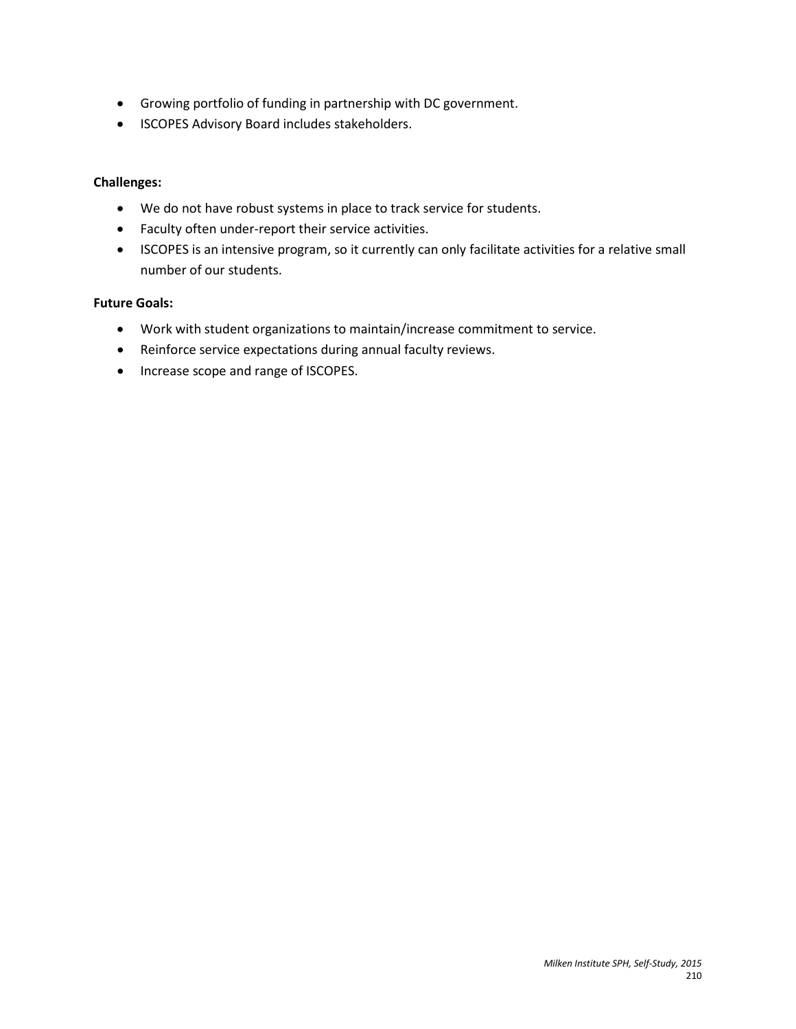- Growing portfolio of funding in partnership with DC government.
- ISCOPES Advisory Board includes stakeholders.

**Challenges:**

- We do not have robust systems in place to track service for students.
- Faculty often under-report their service activities.
- ISCOPES is an intensive program, so it currently can only facilitate activities for a relative small number of our students.

**Future Goals:**

- Work with student organizations to maintain/increase commitment to service.
- Reinforce service expectations during annual faculty reviews.
- Increase scope and range of ISCOPES.